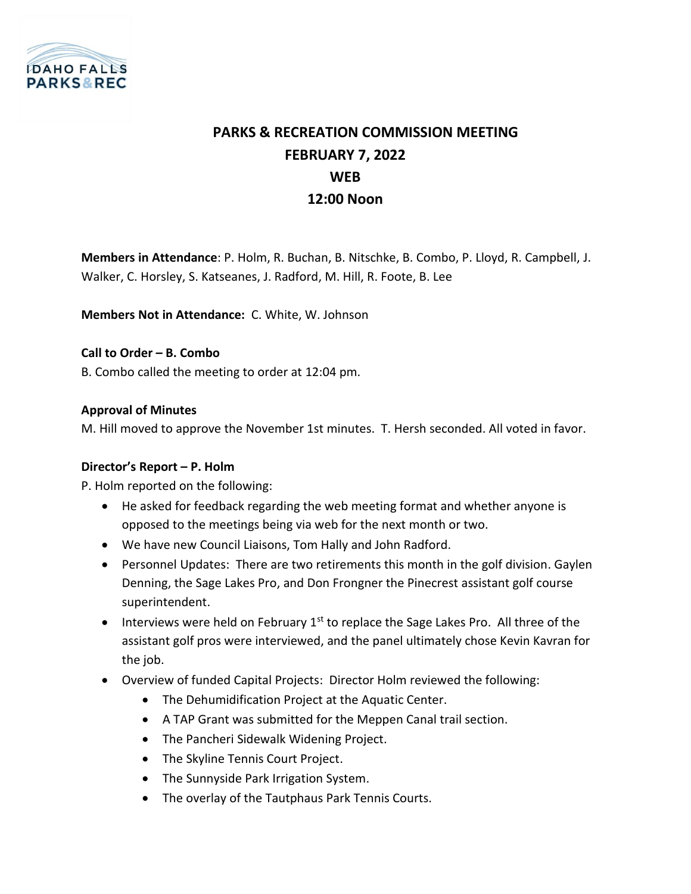# PARKS & RECREATION COMMISSION MEETING
## FEBRUARY 7, 2022
## WEB
## 12:00 Noon

**Members in Attendance**: P. Holm, R. Buchan, B. Nitschke, B. Combo, P. Lloyd, R. Campbell, J. Walker, C. Horsley, S. Katseanes, J. Radford, M. Hill, R. Foote, B. Lee

**Members Not in Attendance:** C. White, W. Johnson

**Call to Order – B. Combo**

B. Combo called the meeting to order at 12:04 pm.

**Approval of Minutes**

M. Hill moved to approve the November 1st minutes. T. Hersh seconded. All voted in favor.

**Director's Report – P. Holm**

P. Holm reported on the following:

- He asked for feedback regarding the web meeting format and whether anyone is opposed to the meetings being via web for the next month or two.
- We have new Council Liaisons, Tom Hally and John Radford.
- Personnel Updates: There are two retirements this month in the golf division. Gaylen Denning, the Sage Lakes Pro, and Don Frongner the Pinecrest assistant golf course superintendent.
- Interviews were held on February 1st to replace the Sage Lakes Pro. All three of the assistant golf pros were interviewed, and the panel ultimately chose Kevin Kavran for the job.
- Overview of funded Capital Projects: Director Holm reviewed the following:
  - The Dehumidification Project at the Aquatic Center.
  - A TAP Grant was submitted for the Meppen Canal trail section.
  - The Pancheri Sidewalk Widening Project.
  - The Skyline Tennis Court Project.
  - The Sunnyside Park Irrigation System.
  - The overlay of the Tautphaus Park Tennis Courts.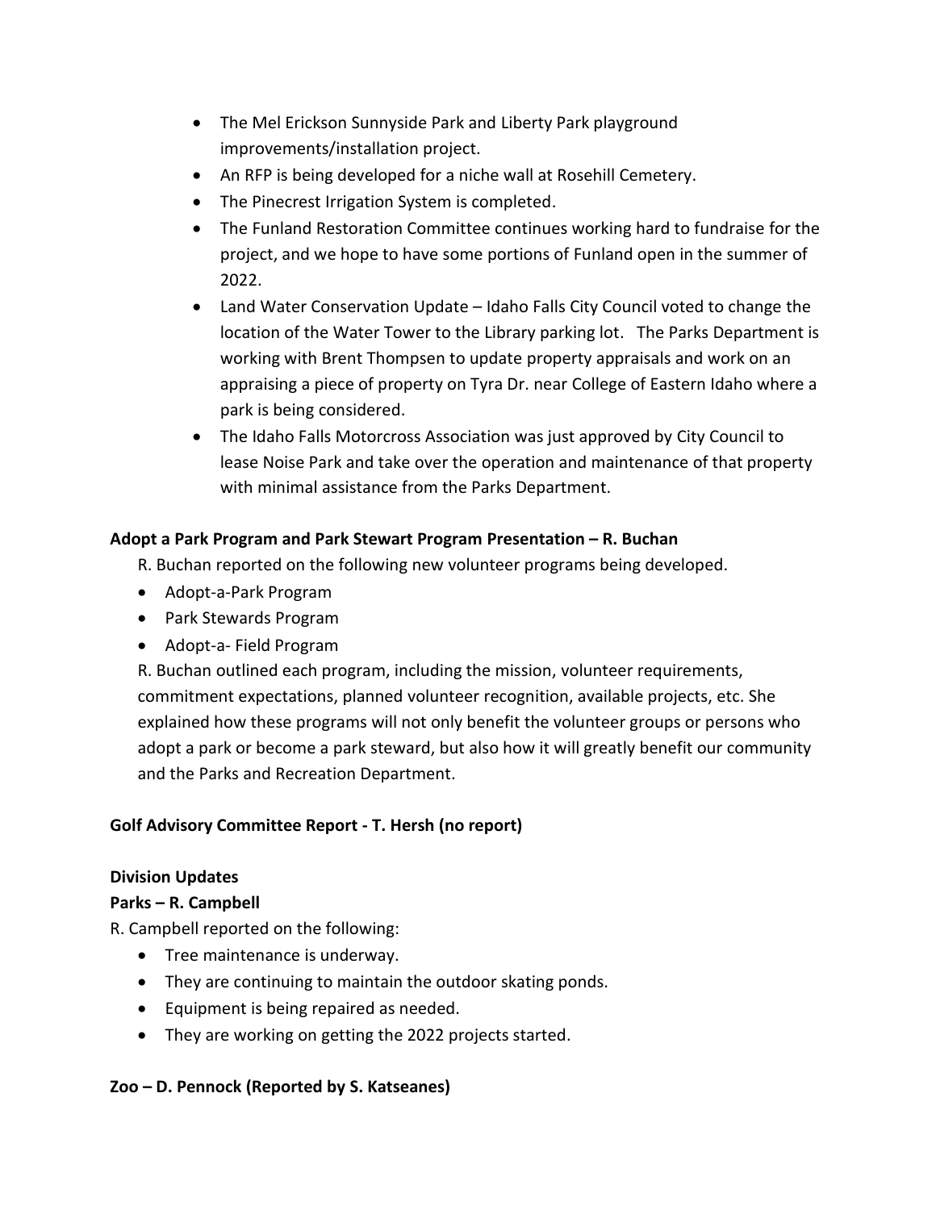- The Mel Erickson Sunnyside Park and Liberty Park playground improvements/installation project.
- An RFP is being developed for a niche wall at Rosehill Cemetery.
- The Pinecrest Irrigation System is completed.
- The Funland Restoration Committee continues working hard to fundraise for the project, and we hope to have some portions of Funland open in the summer of 2022.
- Land Water Conservation Update – Idaho Falls City Council voted to change the location of the Water Tower to the Library parking lot. The Parks Department is working with Brent Thompsen to update property appraisals and work on an appraising a piece of property on Tyra Dr. near College of Eastern Idaho where a park is being considered.
- The Idaho Falls Motorcross Association was just approved by City Council to lease Noise Park and take over the operation and maintenance of that property with minimal assistance from the Parks Department.

**Adopt a Park Program and Park Stewart Program Presentation – R. Buchan**

R. Buchan reported on the following new volunteer programs being developed.

- Adopt-a-Park Program
- Park Stewards Program
- Adopt-a- Field Program

R. Buchan outlined each program, including the mission, volunteer requirements, commitment expectations, planned volunteer recognition, available projects, etc. She explained how these programs will not only benefit the volunteer groups or persons who adopt a park or become a park steward, but also how it will greatly benefit our community and the Parks and Recreation Department.

**Golf Advisory Committee Report - T. Hersh (no report)**

**Division Updates**

**Parks – R. Campbell**

R. Campbell reported on the following:

- Tree maintenance is underway.
- They are continuing to maintain the outdoor skating ponds.
- Equipment is being repaired as needed.
- They are working on getting the 2022 projects started.

**Zoo – D. Pennock (Reported by S. Katseanes)**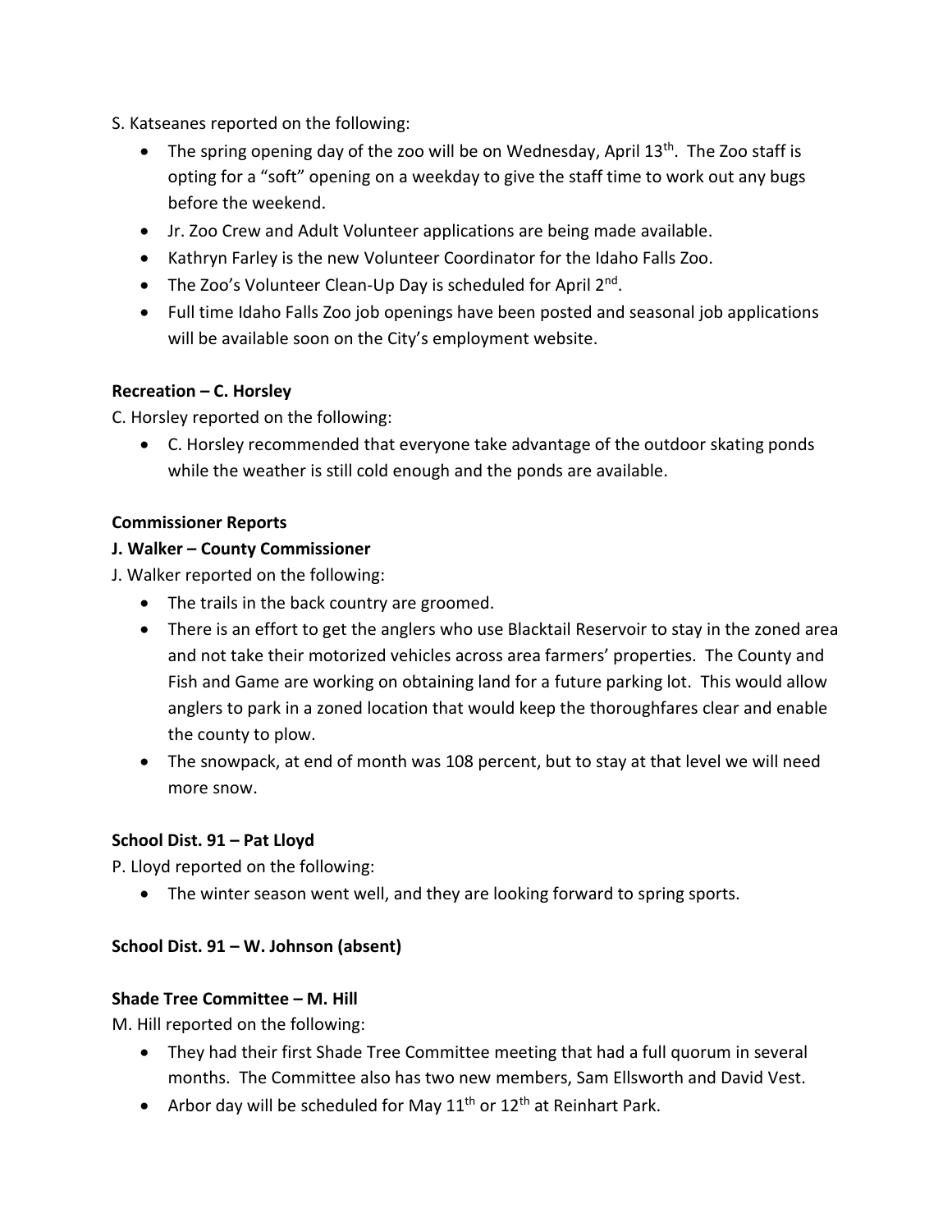S. Katseanes reported on the following:

- The spring opening day of the zoo will be on Wednesday, April 13th. The Zoo staff is opting for a "soft" opening on a weekday to give the staff time to work out any bugs before the weekend.
- Jr. Zoo Crew and Adult Volunteer applications are being made available.
- Kathryn Farley is the new Volunteer Coordinator for the Idaho Falls Zoo.
- The Zoo's Volunteer Clean-Up Day is scheduled for April 2nd.
- Full time Idaho Falls Zoo job openings have been posted and seasonal job applications will be available soon on the City's employment website.

**Recreation – C. Horsley**

C. Horsley reported on the following:

- C. Horsley recommended that everyone take advantage of the outdoor skating ponds while the weather is still cold enough and the ponds are available.

**Commissioner Reports**

**J. Walker – County Commissioner**

J. Walker reported on the following:

- The trails in the back country are groomed.
- There is an effort to get the anglers who use Blacktail Reservoir to stay in the zoned area and not take their motorized vehicles across area farmers' properties. The County and Fish and Game are working on obtaining land for a future parking lot. This would allow anglers to park in a zoned location that would keep the thoroughfares clear and enable the county to plow.
- The snowpack, at end of month was 108 percent, but to stay at that level we will need more snow.

**School Dist. 91 – Pat Lloyd**

P. Lloyd reported on the following:

- The winter season went well, and they are looking forward to spring sports.

**School Dist. 91 – W. Johnson (absent)**

**Shade Tree Committee – M. Hill**

M. Hill reported on the following:

- They had their first Shade Tree Committee meeting that had a full quorum in several months. The Committee also has two new members, Sam Ellsworth and David Vest.
- Arbor day will be scheduled for May 11th or 12th at Reinhart Park.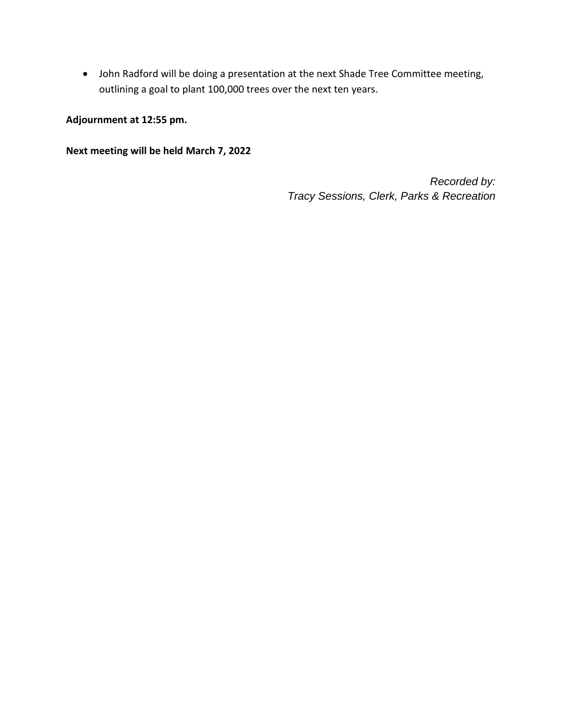- John Radford will be doing a presentation at the next Shade Tree Committee meeting, outlining a goal to plant 100,000 trees over the next ten years.

**Adjournment at 12:55 pm.**

**Next meeting will be held March 7, 2022**

*Recorded by:*
*Tracy Sessions, Clerk, Parks & Recreation*